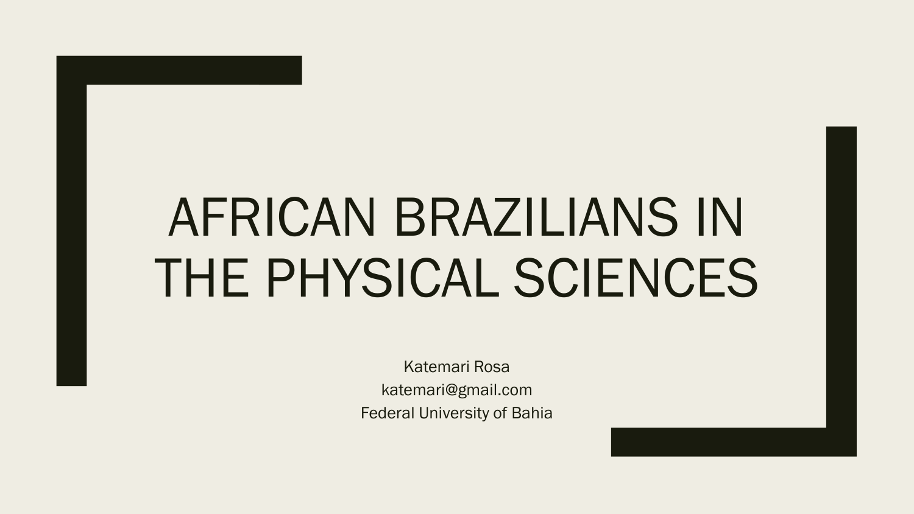# AFRICAN BRAZILIANS IN THE PHYSICAL SCIENCES

Katemari Rosa
katemari@gmail.com
Federal University of Bahia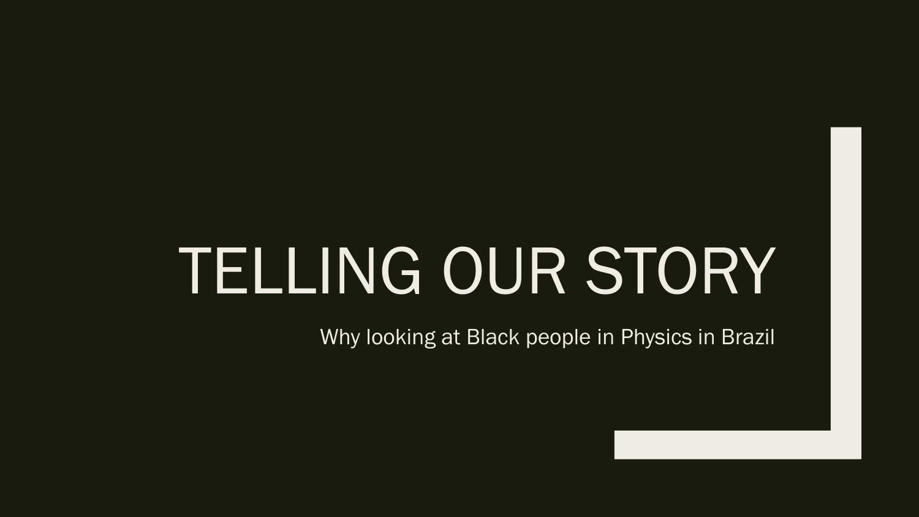# TELLING OUR STORY

Why looking at Black people in Physics in Brazil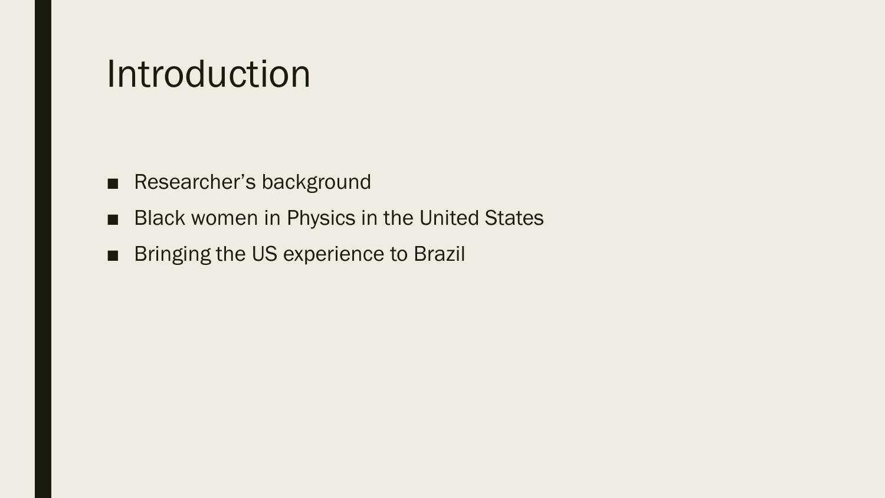# Introduction

- Researcher’s background
- Black women in Physics in the United States
- Bringing the US experience to Brazil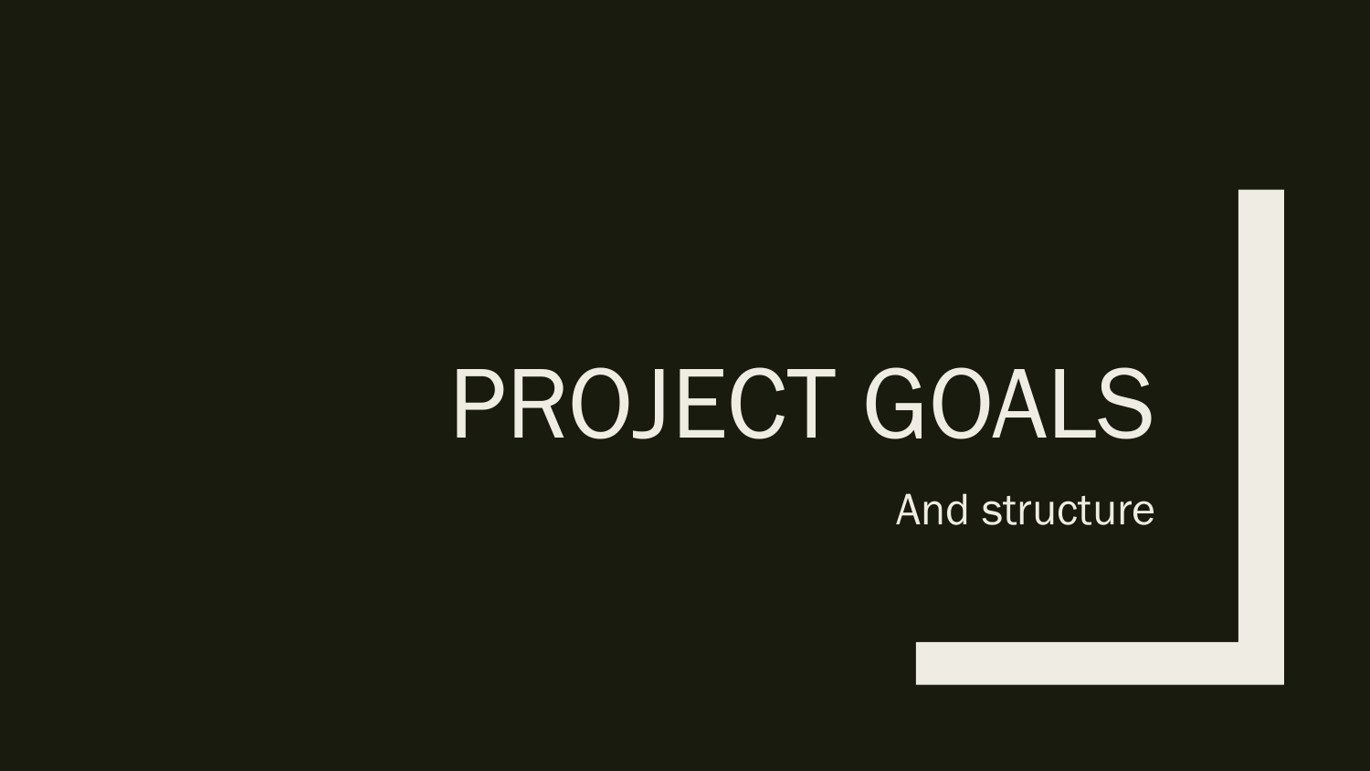# PROJECT GOALS

And structure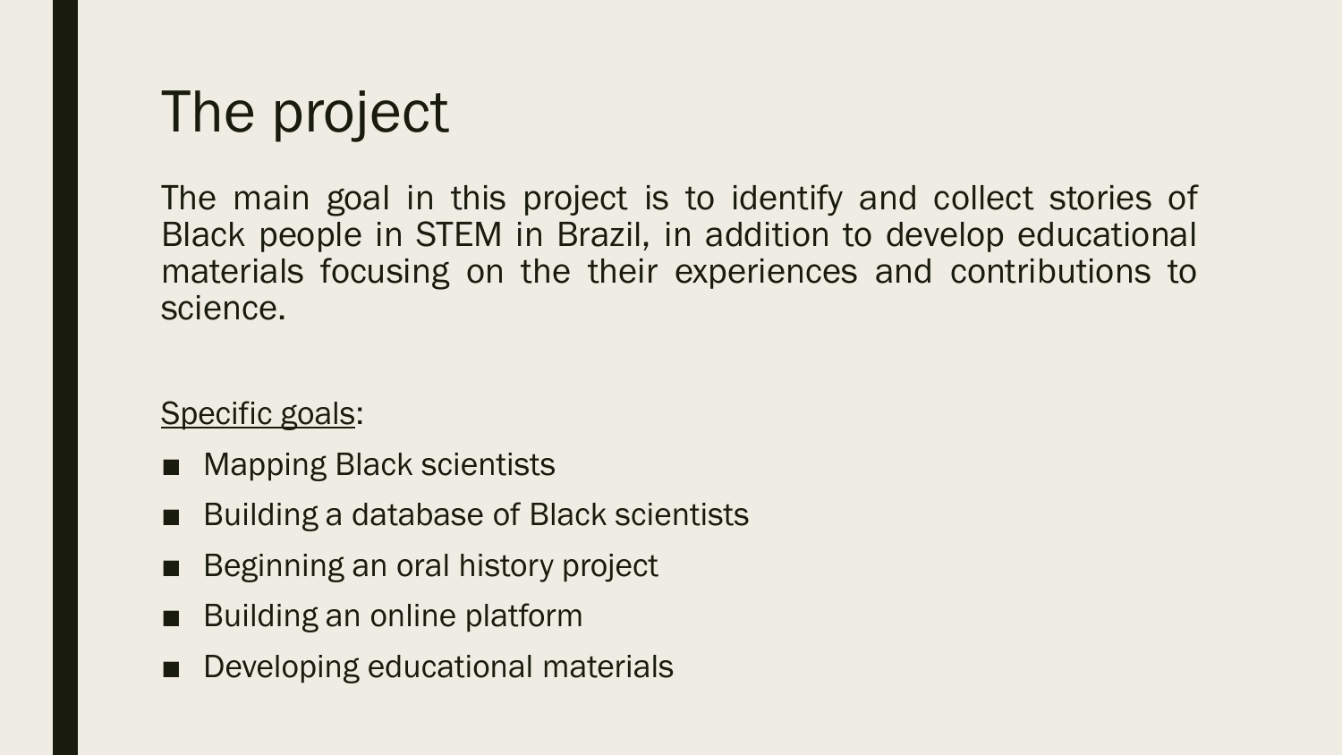# The project

The main goal in this project is to identify and collect stories of Black people in STEM in Brazil, in addition to develop educational materials focusing on the their experiences and contributions to science.

<u>Specific goals</u>:

- Mapping Black scientists
- Building a database of Black scientists
- Beginning an oral history project
- Building an online platform
- Developing educational materials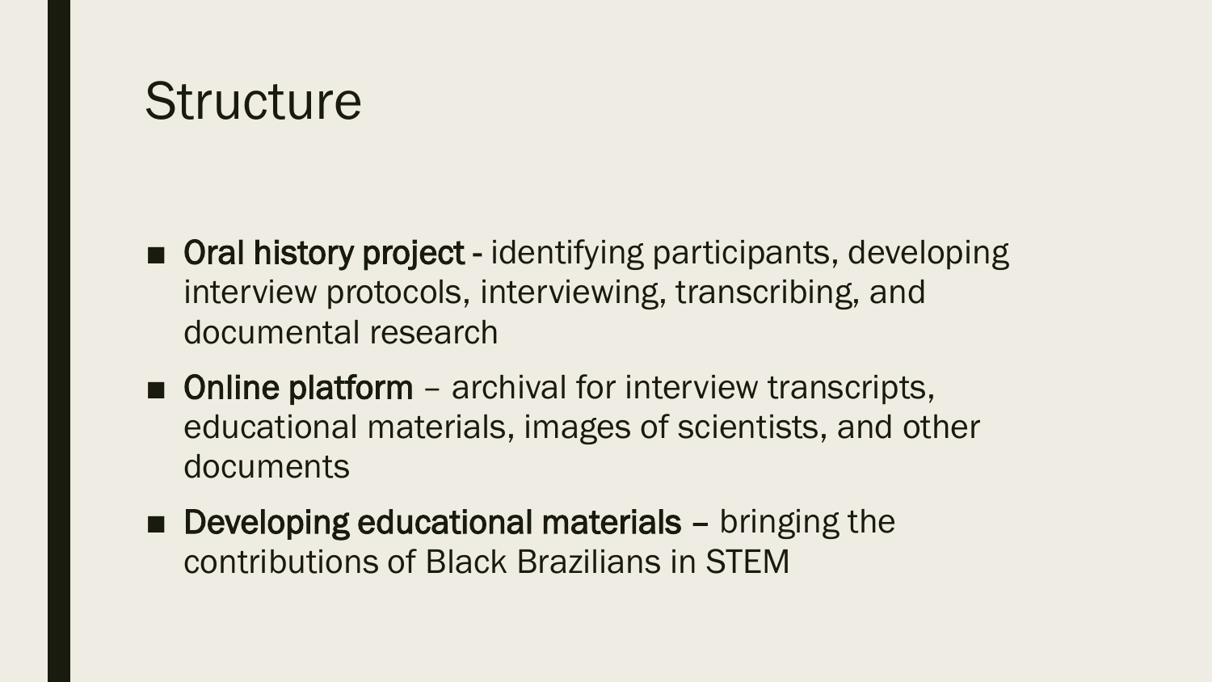# Structure

- **Oral history project** - identifying participants, developing interview protocols, interviewing, transcribing, and documental research
- **Online platform** – archival for interview transcripts, educational materials, images of scientists, and other documents
- **Developing educational materials** – bringing the contributions of Black Brazilians in STEM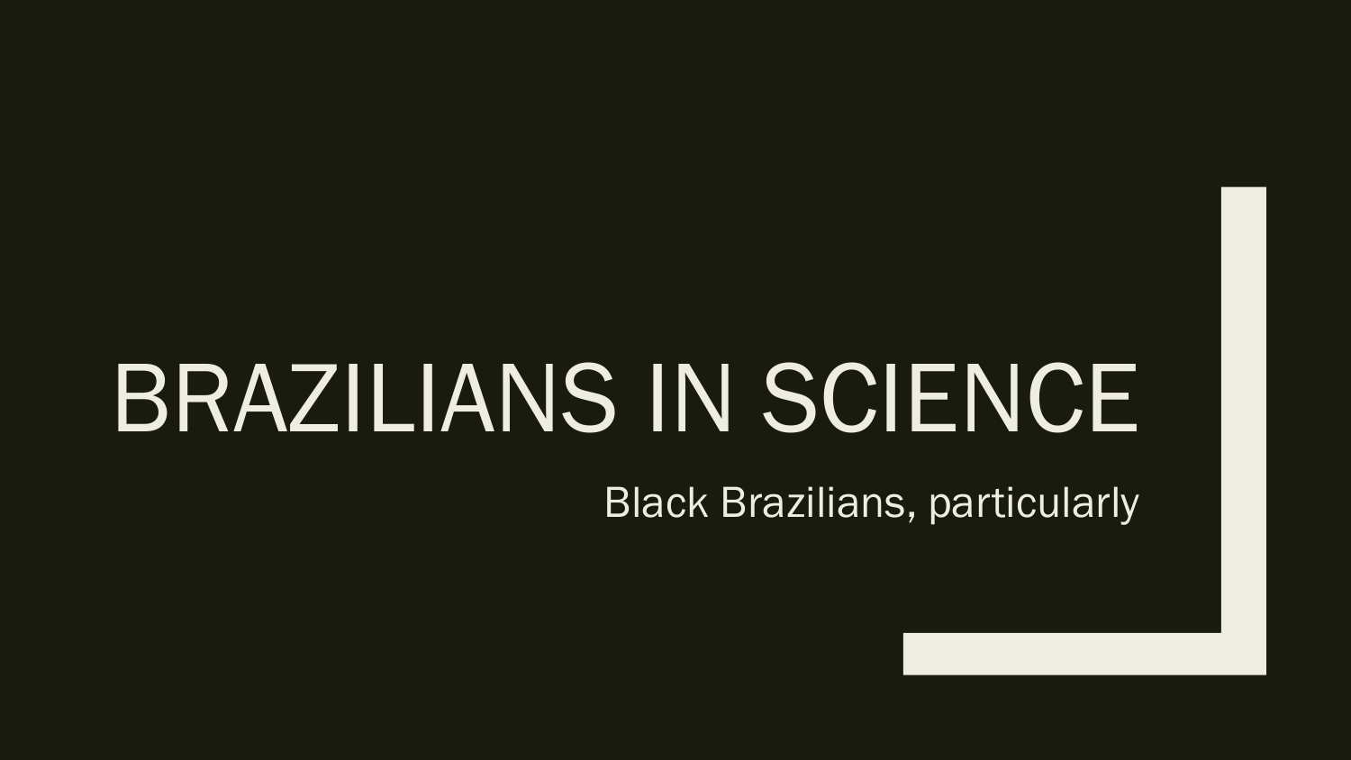# BRAZILIANS IN SCIENCE

Black Brazilians, particularly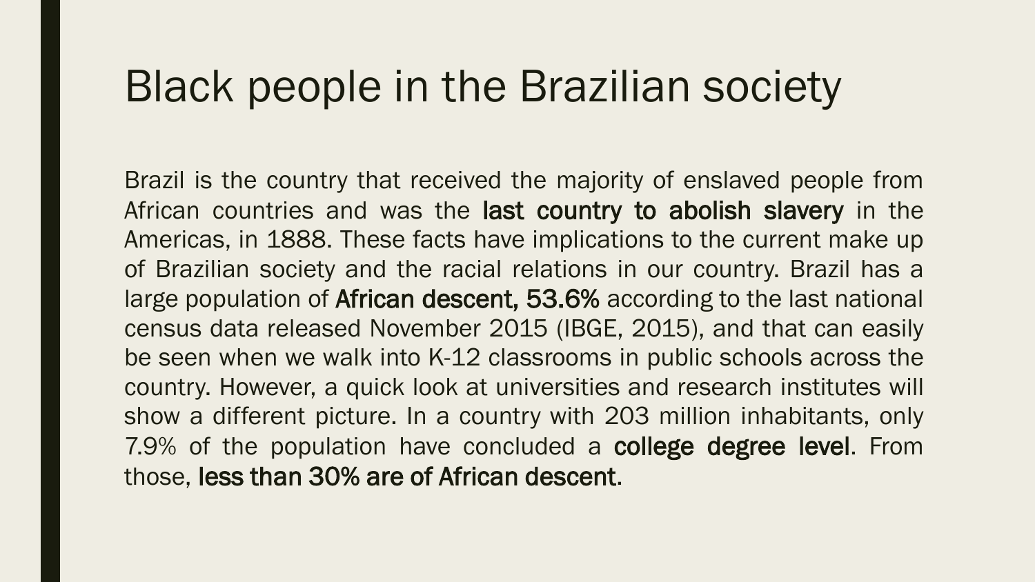# Black people in the Brazilian society

Brazil is the country that received the majority of enslaved people from African countries and was the **last country to abolish slavery** in the Americas, in 1888. These facts have implications to the current make up of Brazilian society and the racial relations in our country. Brazil has a large population of **African descent, 53.6%** according to the last national census data released November 2015 (IBGE, 2015), and that can easily be seen when we walk into K-12 classrooms in public schools across the country. However, a quick look at universities and research institutes will show a different picture. In a country with 203 million inhabitants, only 7.9% of the population have concluded a **college degree level**. From those, **less than 30% are of African descent**.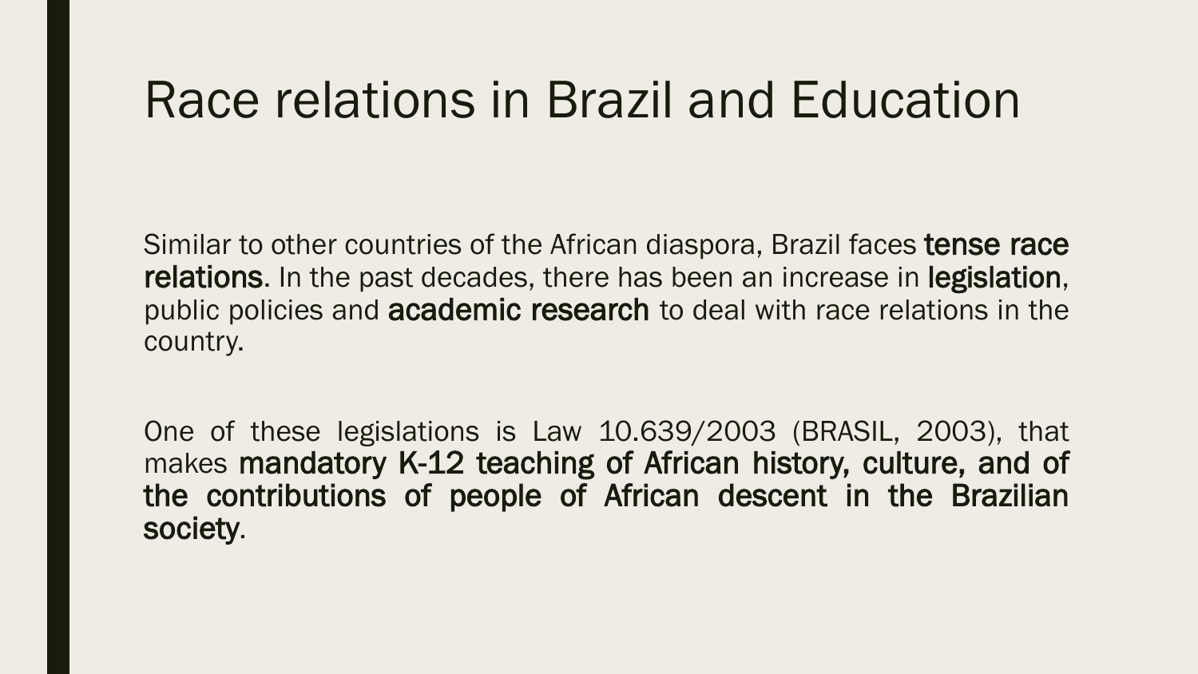# Race relations in Brazil and Education

Similar to other countries of the African diaspora, Brazil faces **tense race relations**. In the past decades, there has been an increase in **legislation**, public policies and **academic research** to deal with race relations in the country.

One of these legislations is Law 10.639/2003 (BRASIL, 2003), that makes **mandatory K-12 teaching of African history, culture, and of the contributions of people of African descent in the Brazilian society**.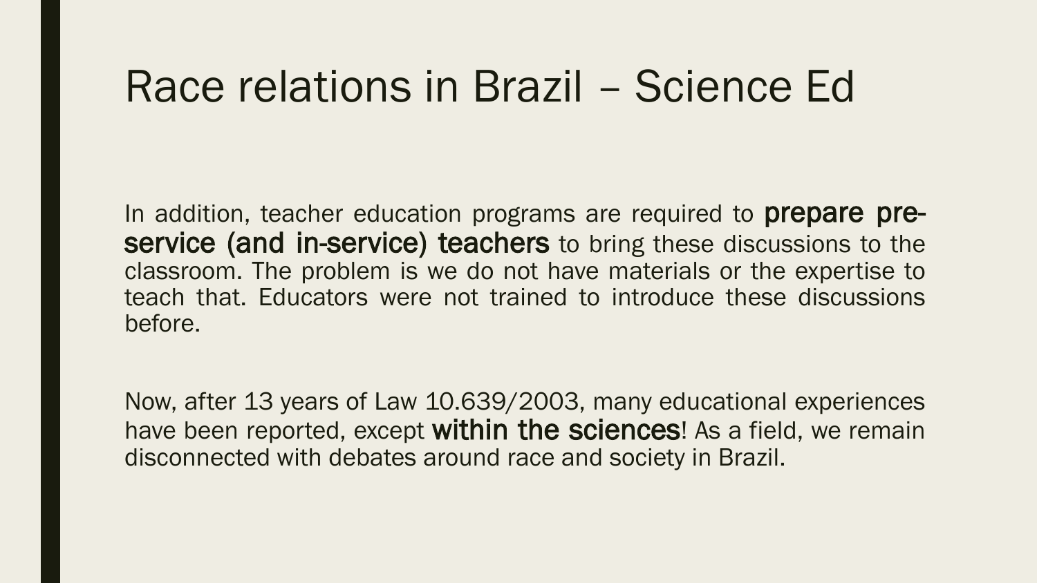# Race relations in Brazil – Science Ed

In addition, teacher education programs are required to **prepare pre-service (and in-service) teachers** to bring these discussions to the classroom. The problem is we do not have materials or the expertise to teach that. Educators were not trained to introduce these discussions before.

Now, after 13 years of Law 10.639/2003, many educational experiences have been reported, except **within the sciences**! As a field, we remain disconnected with debates around race and society in Brazil.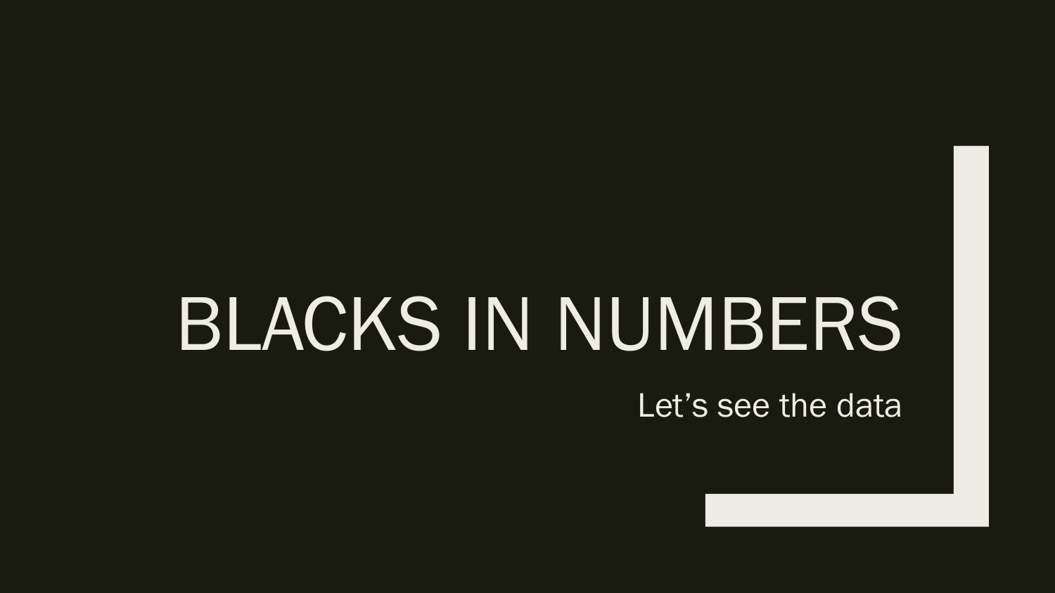# BLACKS IN NUMBERS

Let’s see the data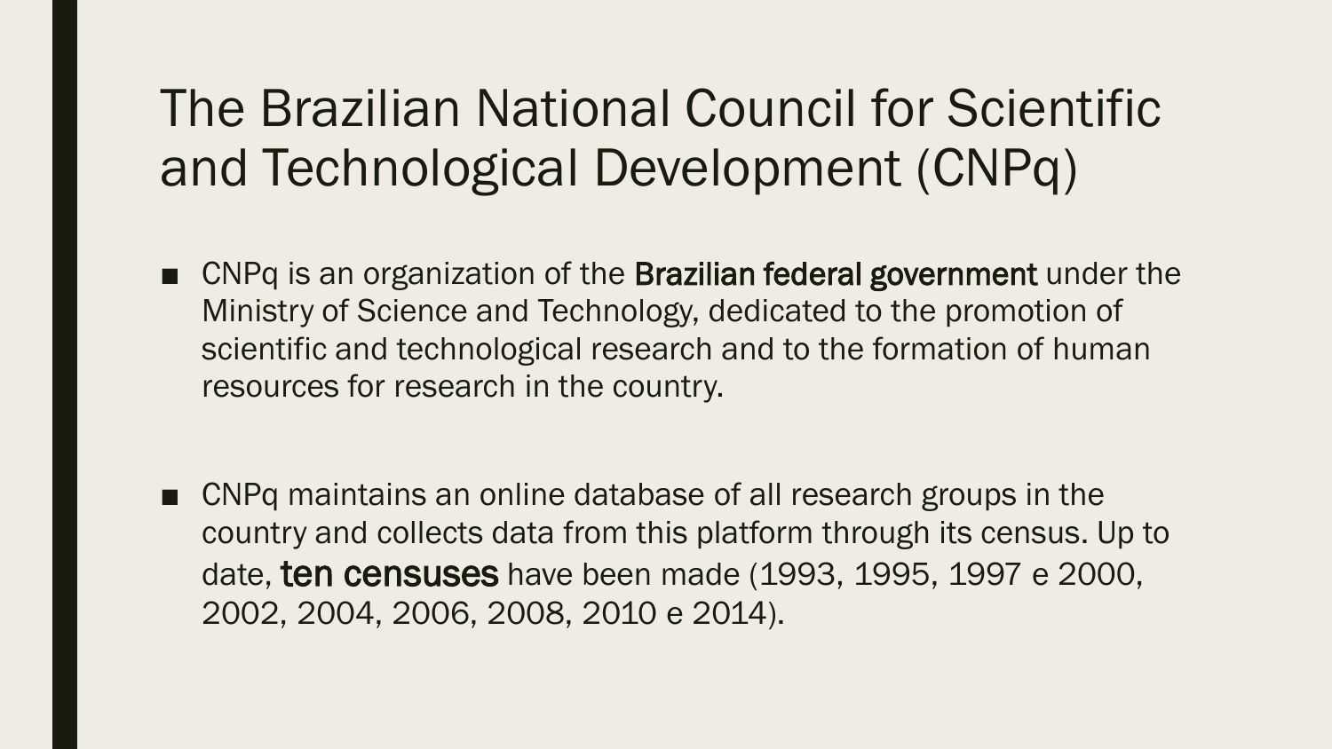# The Brazilian National Council for Scientific and Technological Development (CNPq)

- CNPq is an organization of the **Brazilian federal government** under the Ministry of Science and Technology, dedicated to the promotion of scientific and technological research and to the formation of human resources for research in the country.

- CNPq maintains an online database of all research groups in the country and collects data from this platform through its census. Up to date, **ten censuses** have been made (1993, 1995, 1997 e 2000, 2002, 2004, 2006, 2008, 2010 e 2014).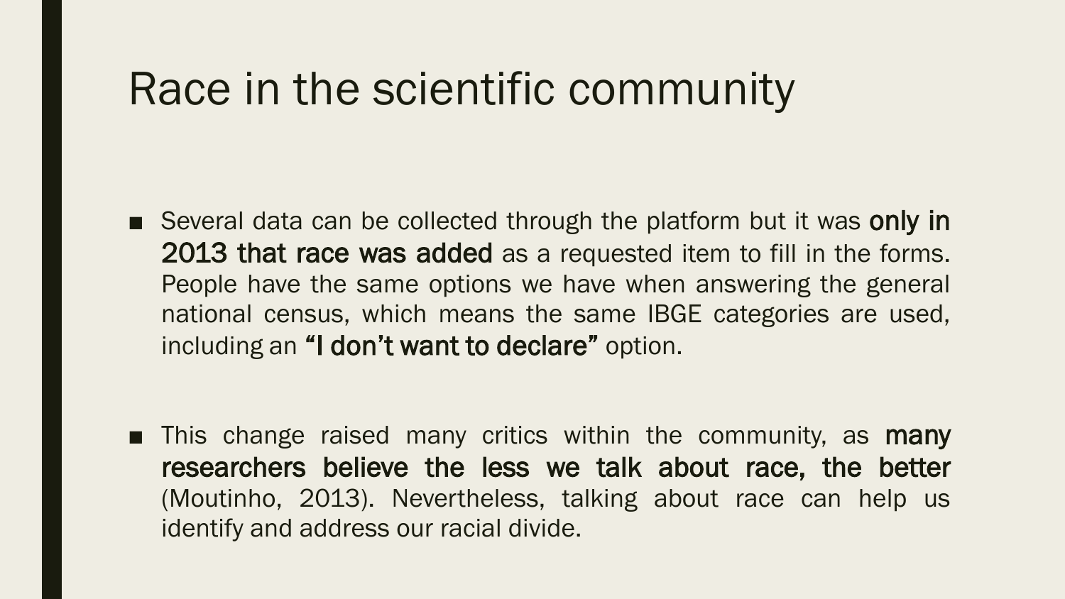# Race in the scientific community

- Several data can be collected through the platform but it was **only in 2013 that race was added** as a requested item to fill in the forms. People have the same options we have when answering the general national census, which means the same IBGE categories are used, including an **"I don't want to declare"** option.

- This change raised many critics within the community, as **many researchers believe the less we talk about race, the better** (Moutinho, 2013). Nevertheless, talking about race can help us identify and address our racial divide.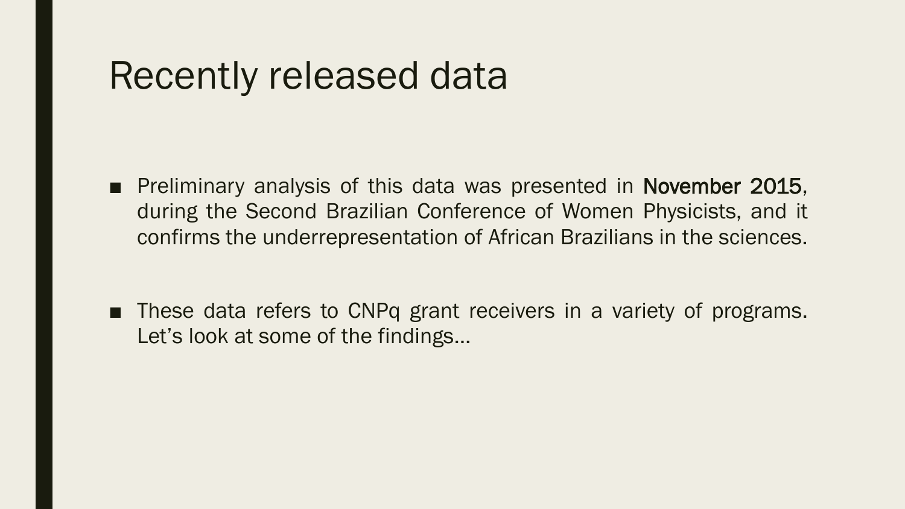# Recently released data

- Preliminary analysis of this data was presented in **November 2015**, during the Second Brazilian Conference of Women Physicists, and it confirms the underrepresentation of African Brazilians in the sciences.

- These data refers to CNPq grant receivers in a variety of programs. Let's look at some of the findings…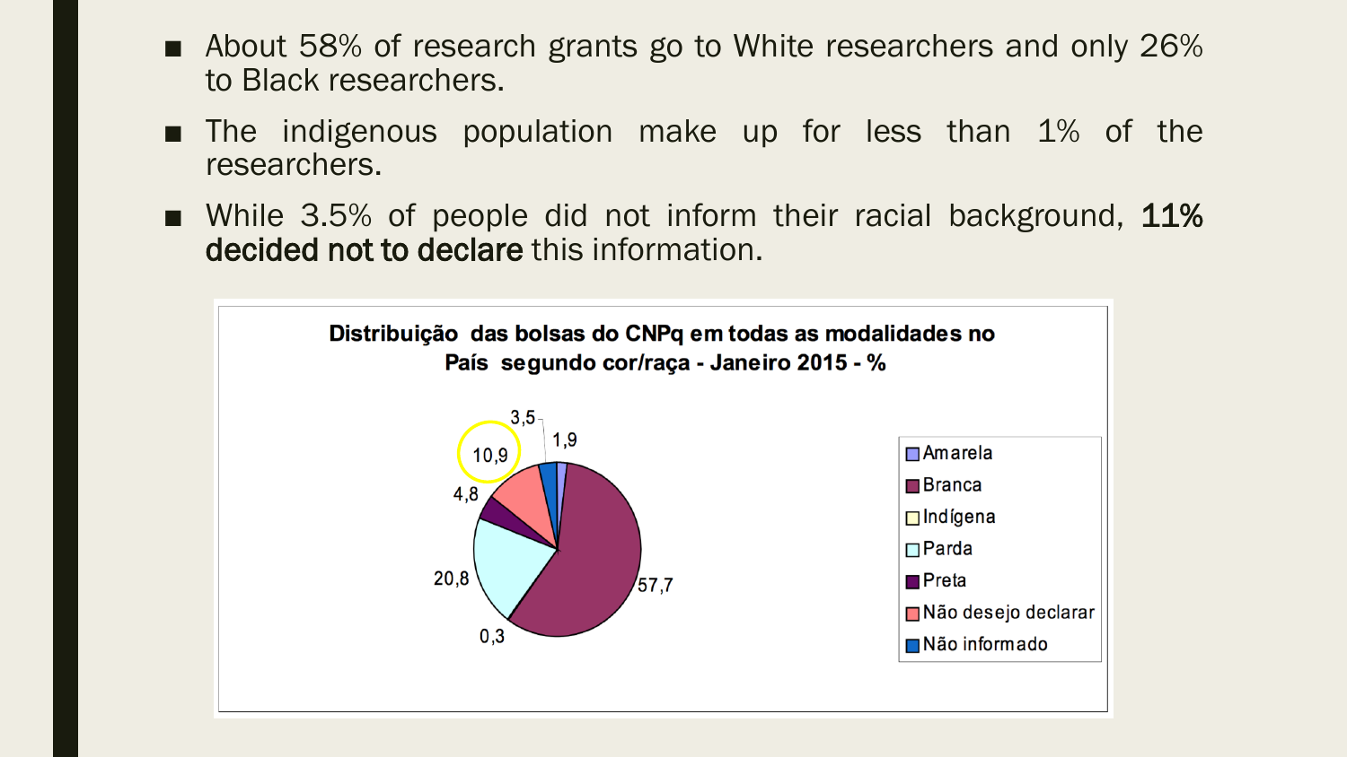- About 58% of research grants go to White researchers and only 26% to Black researchers.
- The indigenous population make up for less than 1% of the researchers.
- While 3.5% of people did not inform their racial background, **11% decided not to declare** this information.

**Distribuição das bolsas do CNPq em todas as modalidades no País segundo cor/raça - Janeiro 2015 - %**

| Cor/raça | % |
|---|---|
| Amarela | 1,9 |
| Branca | 57,7 |
| Indígena | 0,3 |
| Parda | 20,8 |
| Preta | 4,8 |
| Não desejo declarar | 10,9 |
| Não informado | 3,5 |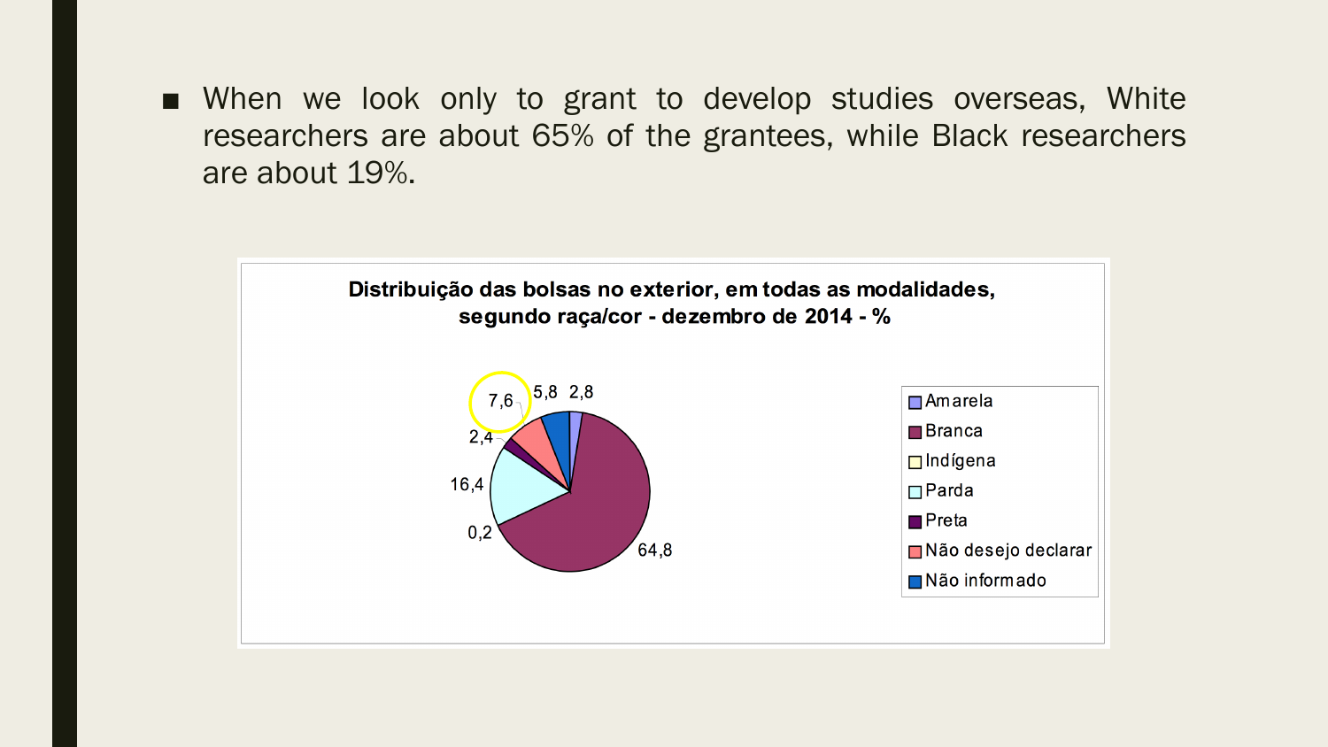- When we look only to grant to develop studies overseas, White researchers are about 65% of the grantees, while Black researchers are about 19%.

**Distribuição das bolsas no exterior, em todas as modalidades, segundo raça/cor - dezembro de 2014 - %**

| Raça/cor | % |
|---|---|
| Amarela | 2,8 |
| Branca | 64,8 |
| Indígena | 0,2 |
| Parda | 16,4 |
| Preta | 2,4 |
| Não desejo declarar | 7,6 |
| Não informado | 5,8 |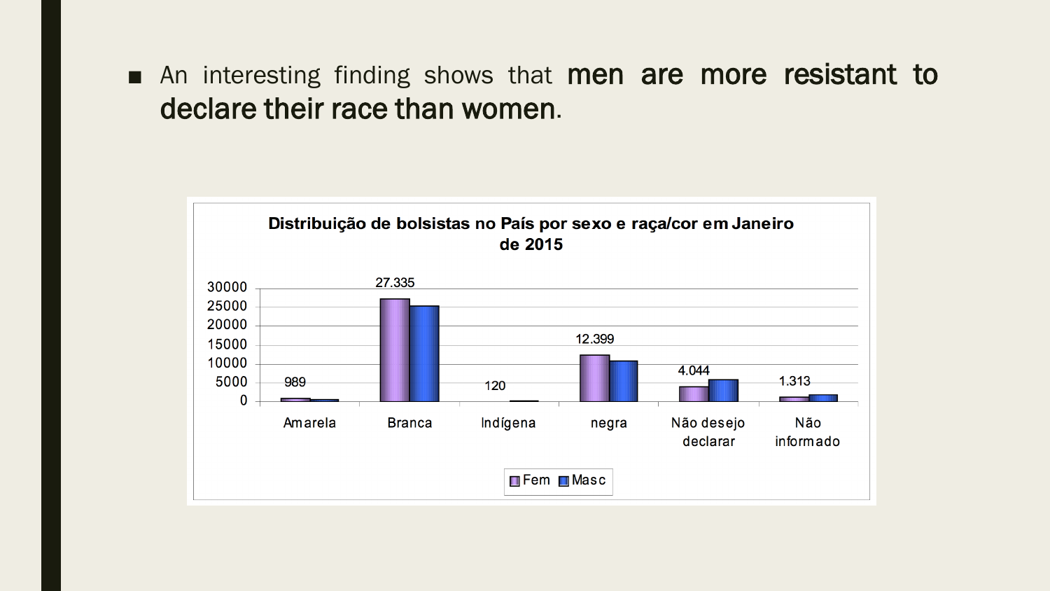- An interesting finding shows that **men are more resistant to declare their race than women**.

**Distribuição de bolsistas no País por sexo e raça/cor em Janeiro de 2015**

| | Amarela | Branca | Indígena | negra | Não desejo declarar | Não informado |
|---|---|---|---|---|---|---|
| Fem | 989 | 27.335 | 120 | 12.399 | 4.044 | 1.313 |
| Masc | | | | | | |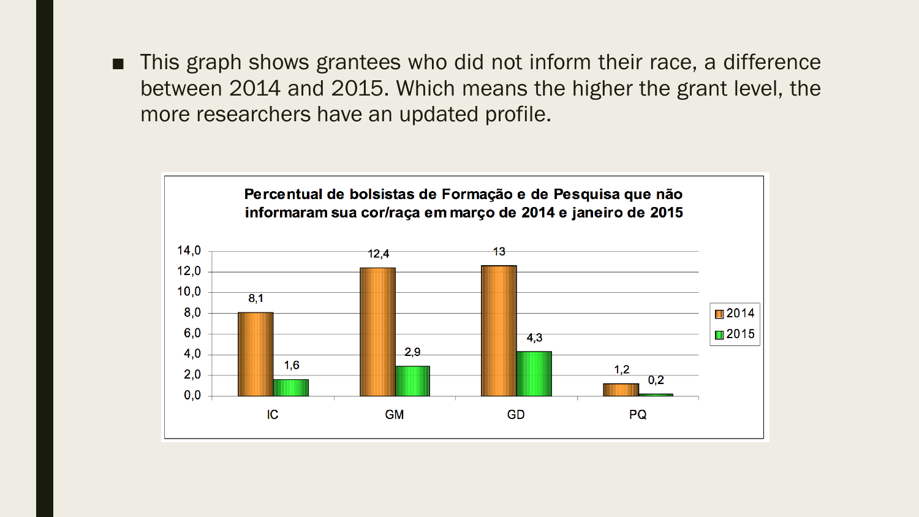- This graph shows grantees who did not inform their race, a difference between 2014 and 2015. Which means the higher the grant level, the more researchers have an updated profile.

**Percentual de bolsistas de Formação e de Pesquisa que não informaram sua cor/raça em março de 2014 e janeiro de 2015**

|  | 2014 | 2015 |
| --- | --- | --- |
| IC | 8,1 | 1,6 |
| GM | 12,4 | 2,9 |
| GD | 13 | 4,3 |
| PQ | 1,2 | 0,2 |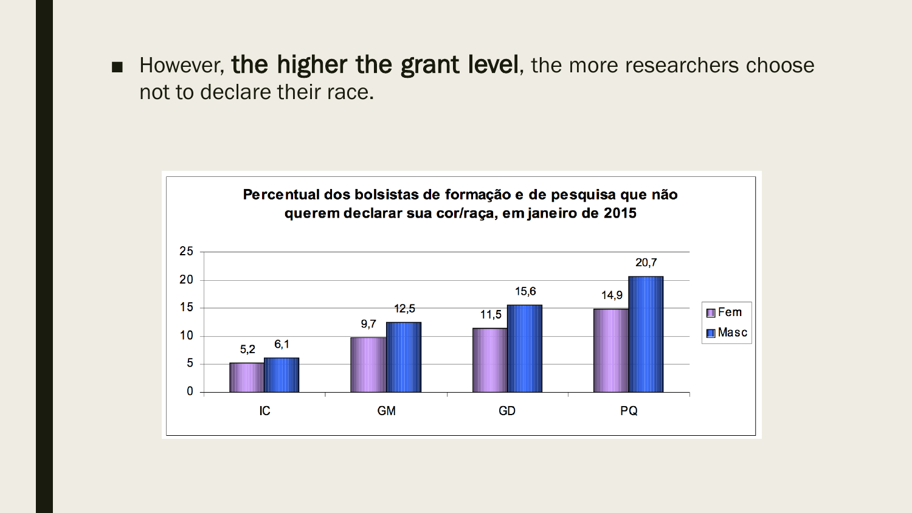- However, **the higher the grant level**, the more researchers choose not to declare their race.

**Percentual dos bolsistas de formação e de pesquisa que não querem declarar sua cor/raça, em janeiro de 2015**

| | Fem | Masc |
|---|---|---|
| IC | 5,2 | 6,1 |
| GM | 9,7 | 12,5 |
| GD | 11,5 | 15,6 |
| PQ | 14,9 | 20,7 |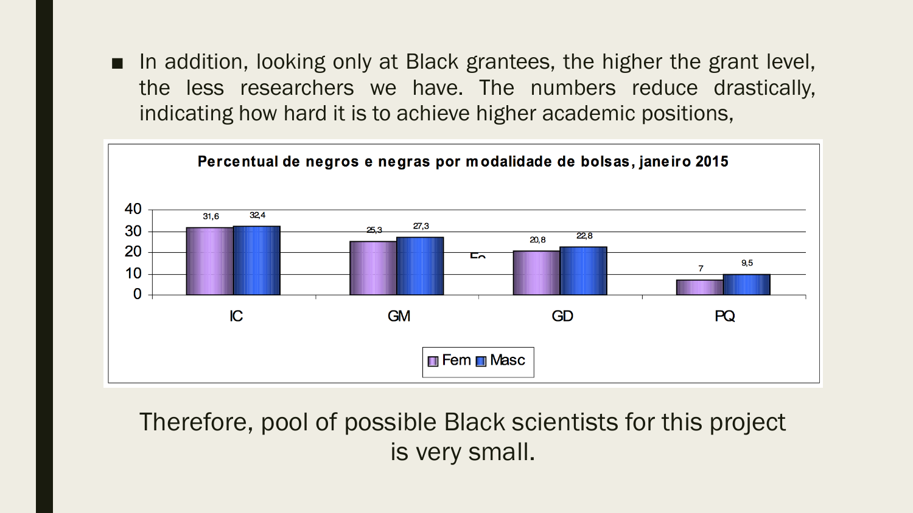- In addition, looking only at Black grantees, the higher the grant level, the less researchers we have. The numbers reduce drastically, indicating how hard it is to achieve higher academic positions,

**Percentual de negros e negras por modalidade de bolsas, janeiro 2015**

| | Fem | Masc |
|---|---|---|
| IC | 31,6 | 32,4 |
| GM | 25,3 | 27,3 |
| GD | 20,8 | 22,8 |
| PQ | 7 | 9,5 |

Therefore, pool of possible Black scientists for this project is very small.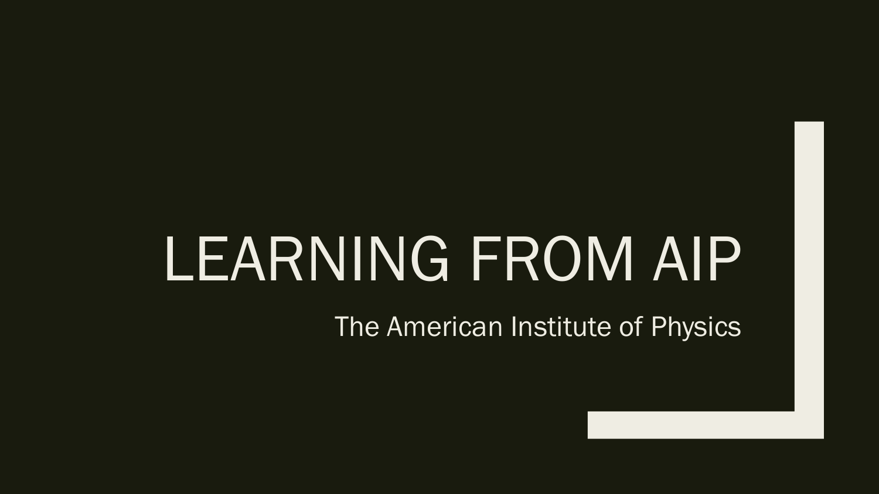# LEARNING FROM AIP

The American Institute of Physics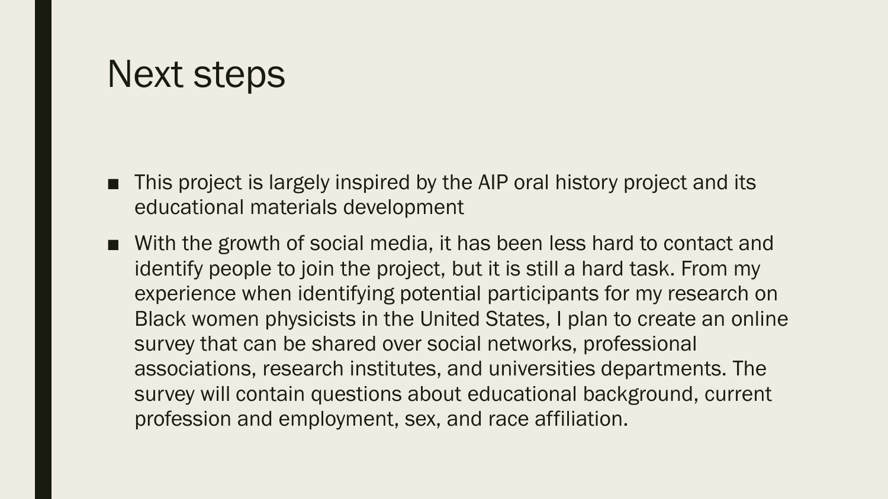# Next steps

- This project is largely inspired by the AIP oral history project and its educational materials development
- With the growth of social media, it has been less hard to contact and identify people to join the project, but it is still a hard task. From my experience when identifying potential participants for my research on Black women physicists in the United States, I plan to create an online survey that can be shared over social networks, professional associations, research institutes, and universities departments. The survey will contain questions about educational background, current profession and employment, sex, and race affiliation.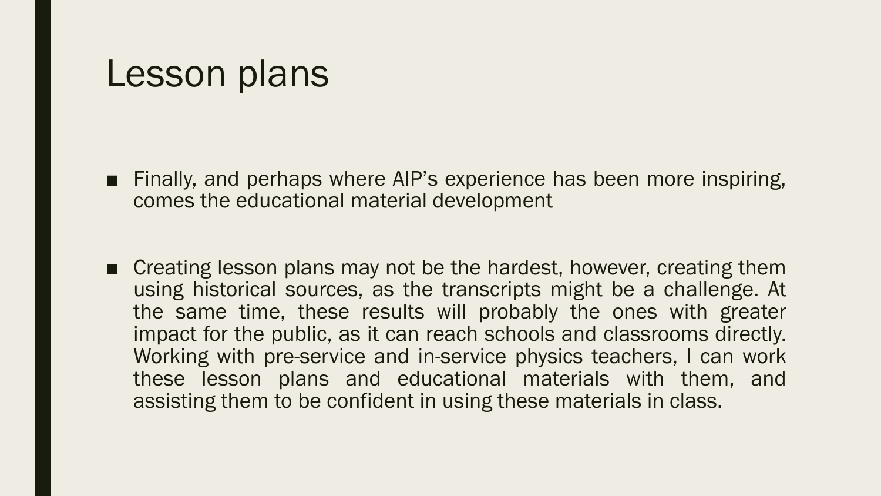# Lesson plans

- Finally, and perhaps where AIP's experience has been more inspiring, comes the educational material development

- Creating lesson plans may not be the hardest, however, creating them using historical sources, as the transcripts might be a challenge. At the same time, these results will probably the ones with greater impact for the public, as it can reach schools and classrooms directly. Working with pre-service and in-service physics teachers, I can work these lesson plans and educational materials with them, and assisting them to be confident in using these materials in class.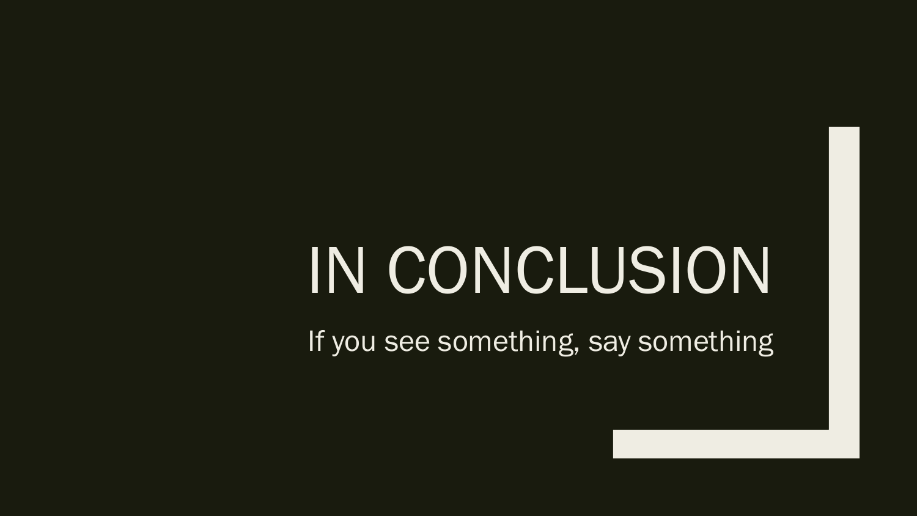# IN CONCLUSION

If you see something, say something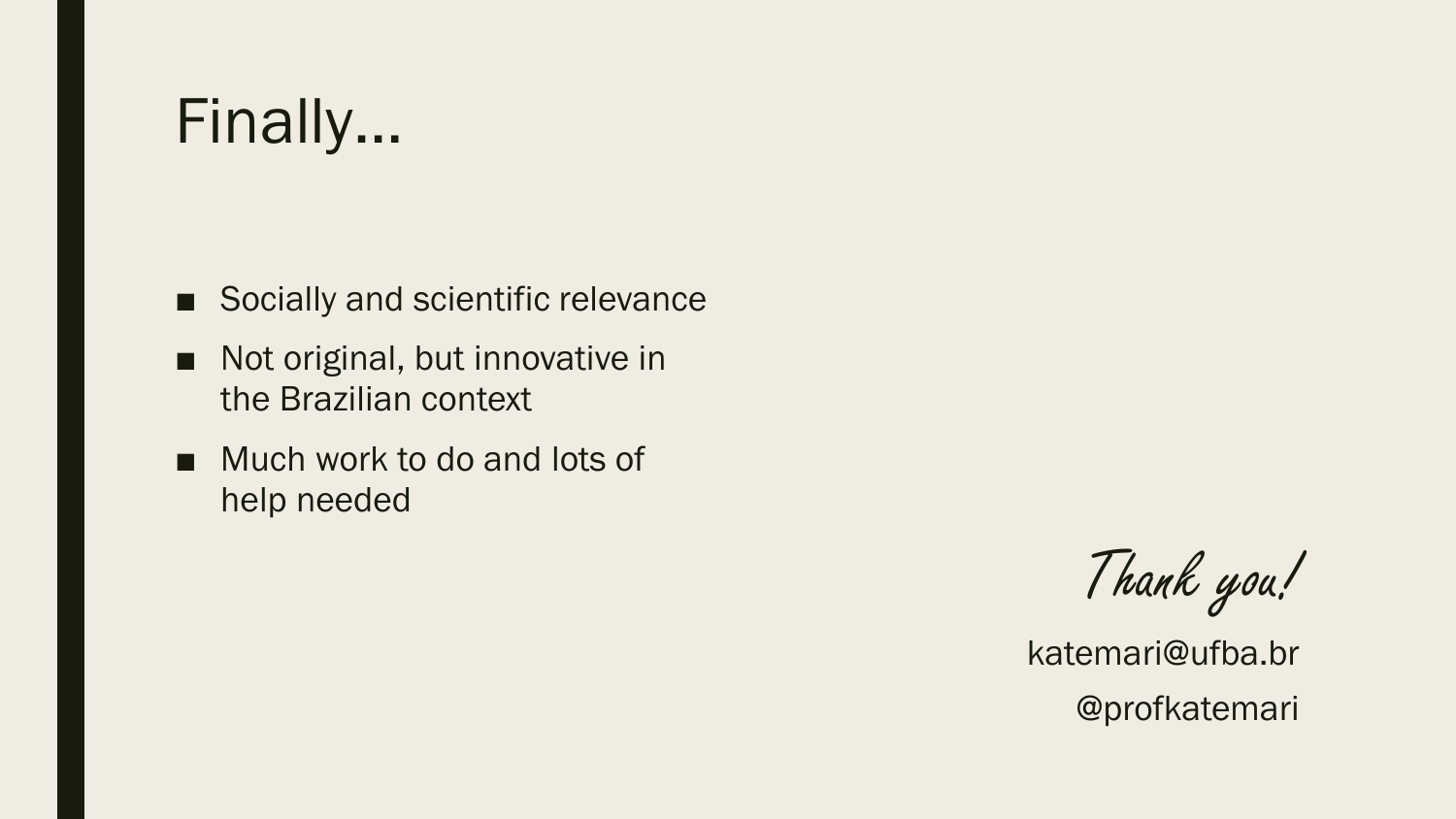# Finally…

- Socially and scientific relevance
- Not original, but innovative in the Brazilian context
- Much work to do and lots of help needed

*Thank you!*

katemari@ufba.br

@profkatemari